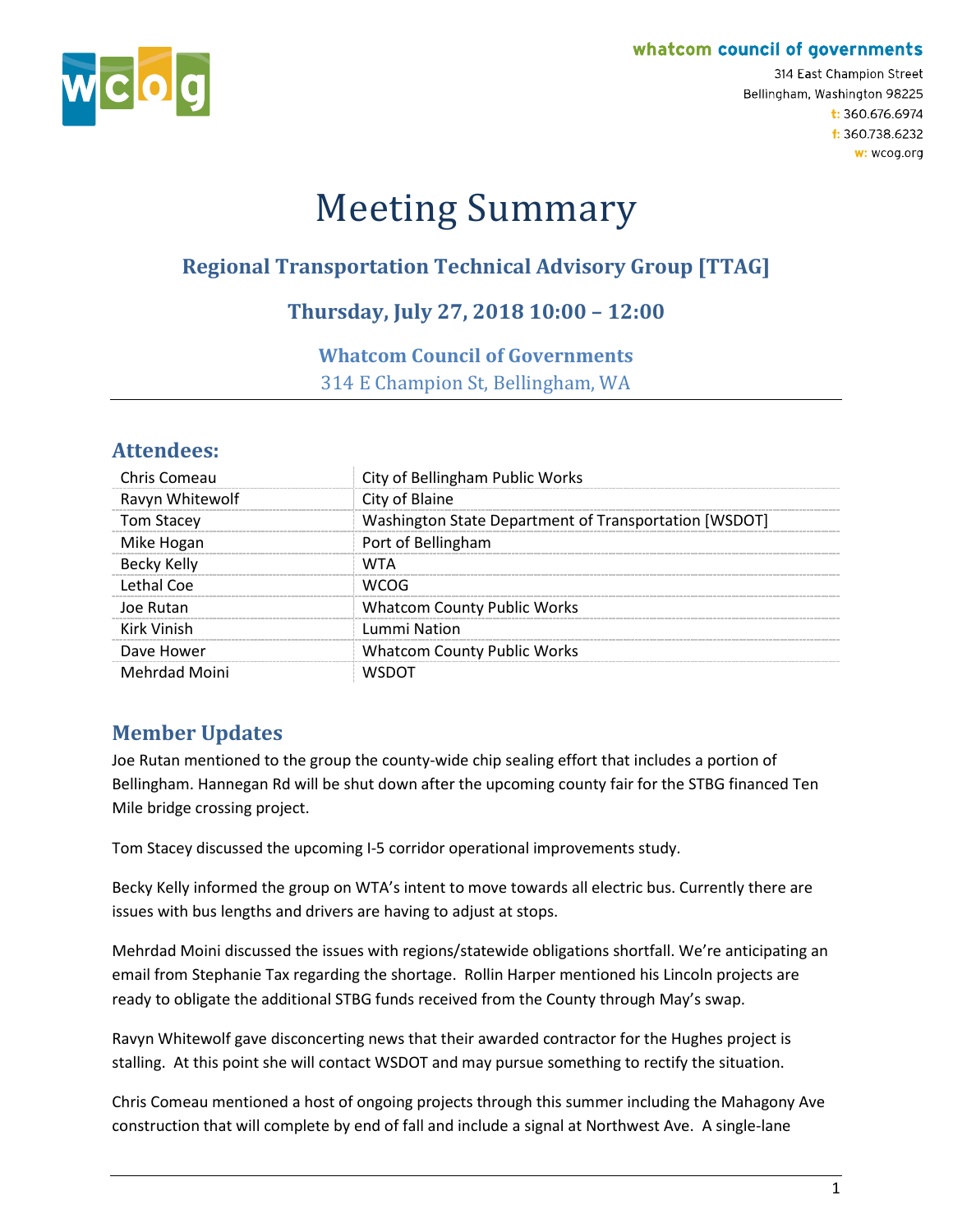whatcom council of governments

314 East Champion Street
Bellingham, Washington 98225
t: 360.676.6974
f: 360.738.6232
w: wcog.org

# Meeting Summary

## Regional Transportation Technical Advisory Group [TTAG]

### Thursday, July 27, 2018 10:00 – 12:00

**Whatcom Council of Governments**
314 E Champion St, Bellingham, WA

## Attendees:

| | |
|---|---|
| Chris Comeau | City of Bellingham Public Works |
| Ravyn Whitewolf | City of Blaine |
| Tom Stacey | Washington State Department of Transportation [WSDOT] |
| Mike Hogan | Port of Bellingham |
| Becky Kelly | WTA |
| Lethal Coe | WCOG |
| Joe Rutan | Whatcom County Public Works |
| Kirk Vinish | Lummi Nation |
| Dave Hower | Whatcom County Public Works |
| Mehrdad Moini | WSDOT |

## Member Updates

Joe Rutan mentioned to the group the county-wide chip sealing effort that includes a portion of Bellingham. Hannegan Rd will be shut down after the upcoming county fair for the STBG financed Ten Mile bridge crossing project.

Tom Stacey discussed the upcoming I-5 corridor operational improvements study.

Becky Kelly informed the group on WTA's intent to move towards all electric bus. Currently there are issues with bus lengths and drivers are having to adjust at stops.

Mehrdad Moini discussed the issues with regions/statewide obligations shortfall. We're anticipating an email from Stephanie Tax regarding the shortage. Rollin Harper mentioned his Lincoln projects are ready to obligate the additional STBG funds received from the County through May's swap.

Ravyn Whitewolf gave disconcerting news that their awarded contractor for the Hughes project is stalling. At this point she will contact WSDOT and may pursue something to rectify the situation.

Chris Comeau mentioned a host of ongoing projects through this summer including the Mahagony Ave construction that will complete by end of fall and include a signal at Northwest Ave. A single-lane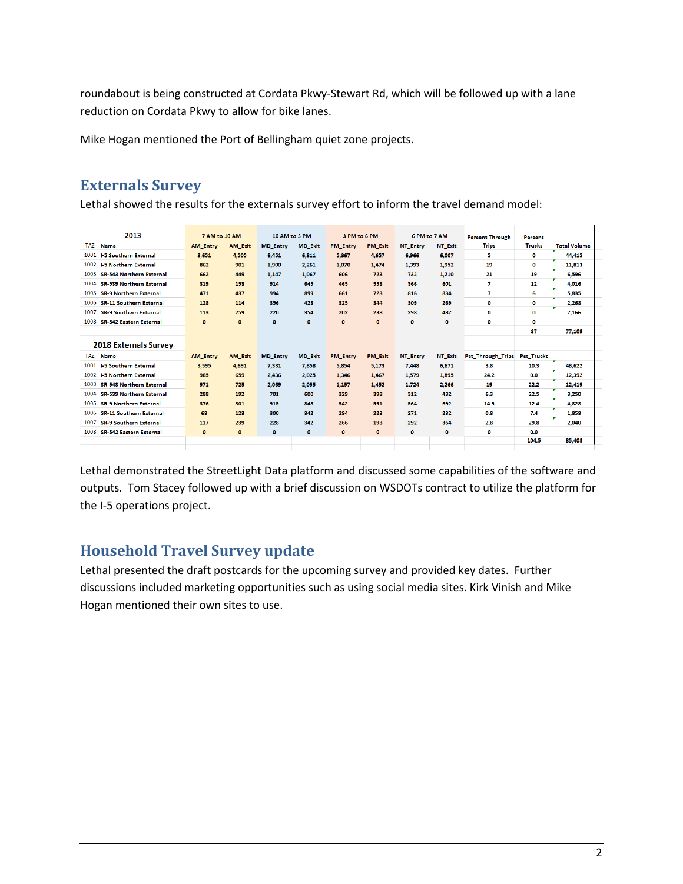roundabout is being constructed at Cordata Pkwy-Stewart Rd, which will be followed up with a lane reduction on Cordata Pkwy to allow for bike lanes.

Mike Hogan mentioned the Port of Bellingham quiet zone projects.

## Externals Survey

Lethal showed the results for the externals survey effort to inform the travel demand model:

| 2013 | | 7 AM to 10 AM | | 10 AM to 3 PM | | 3 PM to 6 PM | | 6 PM to 7 AM | | Percent Through | Percent | |
|---|---|---|---|---|---|---|---|---|---|---|---|---|
| TAZ | Name | AM_Entry | AM_Exit | MD_Entry | MD_Exit | PM_Entry | PM_Exit | NT_Entry | NT_Exit | Trips | Trucks | Total Volume |
| 1001 | I-5 Southern External | 3,651 | 4,505 | 6,451 | 6,811 | 5,367 | 4,657 | 6,966 | 6,007 | 5 | 0 | 44,415 |
| 1002 | I-5 Northern External | 862 | 901 | 1,900 | 2,261 | 1,070 | 1,474 | 1,393 | 1,952 | 19 | 0 | 11,813 |
| 1003 | SR-543 Northern External | 662 | 449 | 1,147 | 1,067 | 606 | 723 | 732 | 1,210 | 21 | 19 | 6,596 |
| 1004 | SR-539 Northern External | 319 | 153 | 914 | 645 | 465 | 553 | 366 | 601 | 7 | 12 | 4,016 |
| 1005 | SR-9 Northern External | 471 | 437 | 994 | 899 | 661 | 723 | 816 | 834 | 7 | 6 | 5,835 |
| 1006 | SR-11 Southern External | 128 | 114 | 356 | 423 | 325 | 344 | 309 | 269 | 0 | 0 | 2,268 |
| 1007 | SR-9 Southern External | 113 | 259 | 220 | 354 | 202 | 238 | 298 | 482 | 0 | 0 | 2,166 |
| 1008 | SR-542 Eastern External | 0 | 0 | 0 | 0 | 0 | 0 | 0 | 0 | 0 | 0 | |
| | | | | | | | | | | | 37 | 77,109 |
| **2018 Externals Survey** | | | | | | | | | | | | |
| TAZ | Name | AM_Entry | AM_Exit | MD_Entry | MD_Exit | PM_Entry | PM_Exit | NT_Entry | NT_Exit | Pct_Through_Trips | Pct_Trucks | |
| 1001 | I-5 Southern External | 3,595 | 4,691 | 7,331 | 7,858 | 5,854 | 5,173 | 7,448 | 6,671 | 3.8 | 10.3 | 48,622 |
| 1002 | I-5 Northern External | 985 | 659 | 2,436 | 2,025 | 1,346 | 1,467 | 1,579 | 1,895 | 24.2 | 0.0 | 12,392 |
| 1003 | SR-543 Northern External | 971 | 725 | 2,069 | 2,055 | 1,157 | 1,452 | 1,724 | 2,266 | 19 | 22.2 | 12,419 |
| 1004 | SR-539 Northern External | 288 | 192 | 701 | 600 | 329 | 398 | 312 | 432 | 6.3 | 22.5 | 3,250 |
| 1005 | SR-9 Northern External | 376 | 301 | 915 | 848 | 542 | 591 | 564 | 692 | 14.5 | 12.4 | 4,828 |
| 1006 | SR-11 Southern External | 68 | 123 | 300 | 342 | 294 | 223 | 271 | 232 | 0.8 | 7.4 | 1,853 |
| 1007 | SR-9 Southern External | 117 | 239 | 228 | 342 | 266 | 193 | 292 | 364 | 2.8 | 29.8 | 2,040 |
| 1008 | SR-542 Eastern External | 0 | 0 | 0 | 0 | 0 | 0 | 0 | 0 | 0 | 0.0 | |
| | | | | | | | | | | | 104.5 | 85,403 |

Lethal demonstrated the StreetLight Data platform and discussed some capabilities of the software and outputs. Tom Stacey followed up with a brief discussion on WSDOTs contract to utilize the platform for the I-5 operations project.

## Household Travel Survey update

Lethal presented the draft postcards for the upcoming survey and provided key dates. Further discussions included marketing opportunities such as using social media sites. Kirk Vinish and Mike Hogan mentioned their own sites to use.